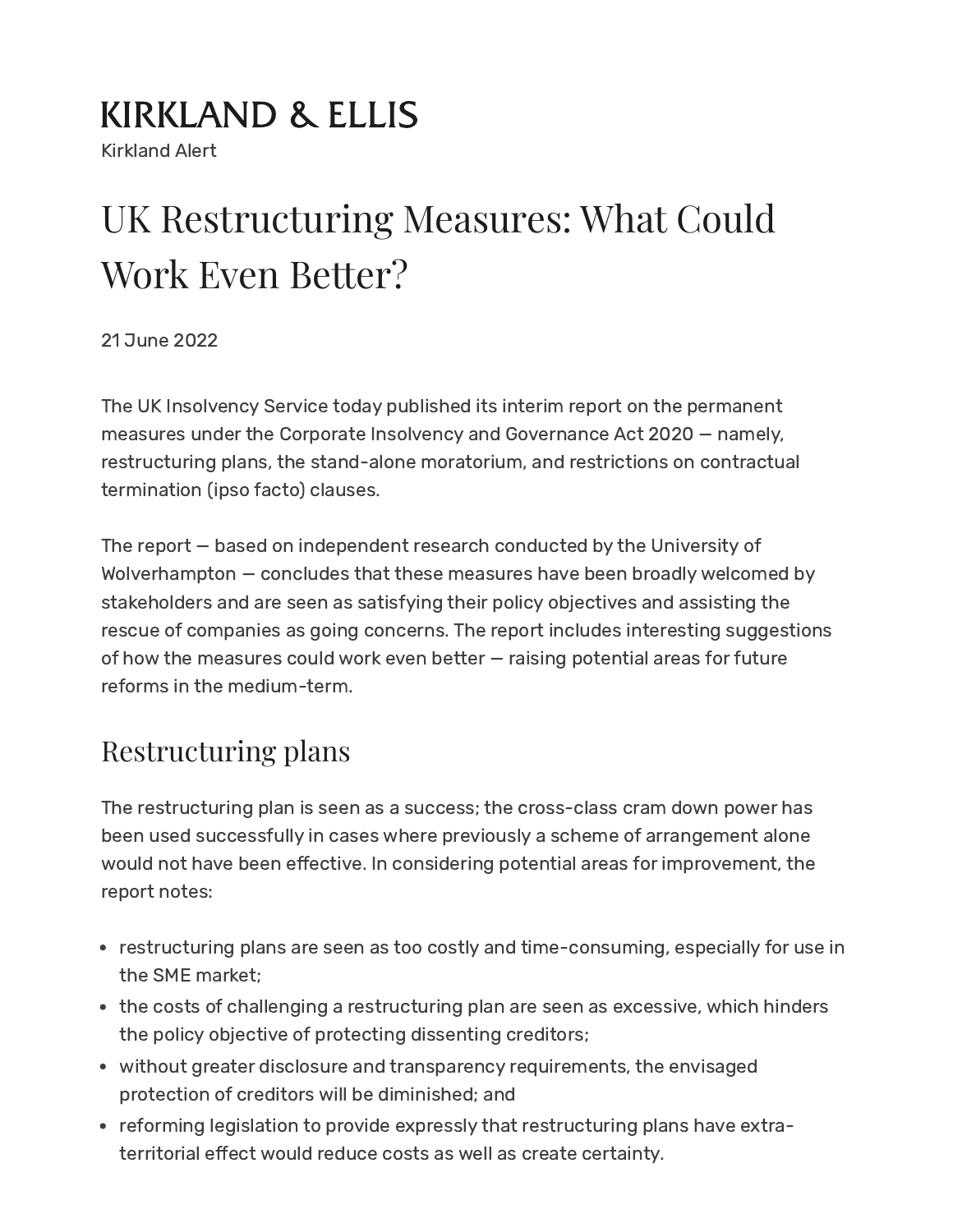KIRKLAND & ELLIS

Kirkland Alert

# UK Restructuring Measures: What Could Work Even Better?

21 June 2022

The UK Insolvency Service today published its interim report on the permanent measures under the Corporate Insolvency and Governance Act 2020 — namely, restructuring plans, the stand-alone moratorium, and restrictions on contractual termination (ipso facto) clauses.

The report — based on independent research conducted by the University of Wolverhampton — concludes that these measures have been broadly welcomed by stakeholders and are seen as satisfying their policy objectives and assisting the rescue of companies as going concerns. The report includes interesting suggestions of how the measures could work even better — raising potential areas for future reforms in the medium-term.

## Restructuring plans

The restructuring plan is seen as a success; the cross-class cram down power has been used successfully in cases where previously a scheme of arrangement alone would not have been effective. In considering potential areas for improvement, the report notes:

- restructuring plans are seen as too costly and time-consuming, especially for use in the SME market;
- the costs of challenging a restructuring plan are seen as excessive, which hinders the policy objective of protecting dissenting creditors;
- without greater disclosure and transparency requirements, the envisaged protection of creditors will be diminished; and
- reforming legislation to provide expressly that restructuring plans have extra-territorial effect would reduce costs as well as create certainty.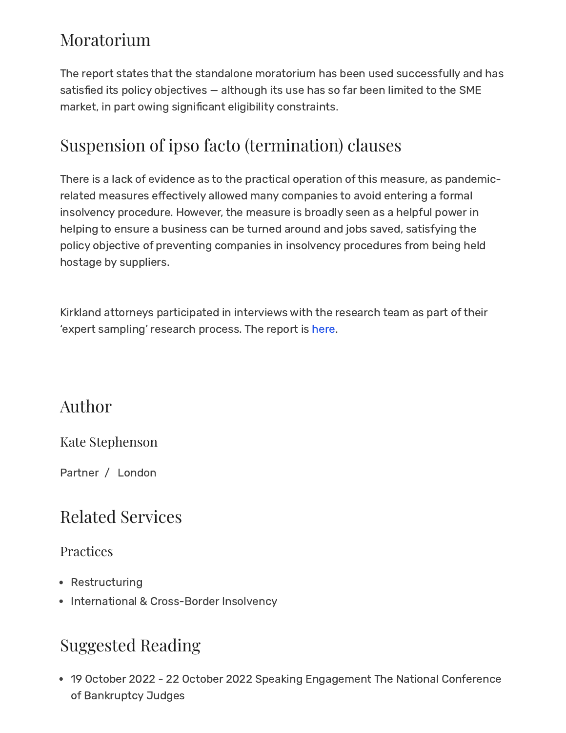## Moratorium

The report states that the standalone moratorium has been used successfully and has satisfied its policy objectives — although its use has so far been limited to the SME market, in part owing significant eligibility constraints.

## Suspension of ipso facto (termination) clauses

There is a lack of evidence as to the practical operation of this measure, as pandemic-related measures effectively allowed many companies to avoid entering a formal insolvency procedure. However, the measure is broadly seen as a helpful power in helping to ensure a business can be turned around and jobs saved, satisfying the policy objective of preventing companies in insolvency procedures from being held hostage by suppliers.

Kirkland attorneys participated in interviews with the research team as part of their 'expert sampling' research process. The report is here.

## Author

### Kate Stephenson

Partner / London

## Related Services

### Practices

- Restructuring
- International & Cross-Border Insolvency

## Suggested Reading

- 19 October 2022 - 22 October 2022 Speaking Engagement The National Conference of Bankruptcy Judges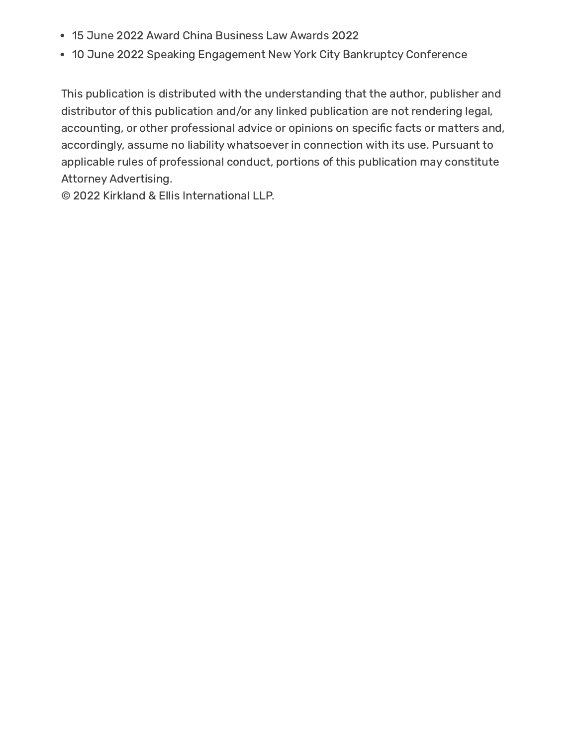- 15 June 2022 Award China Business Law Awards 2022
- 10 June 2022 Speaking Engagement New York City Bankruptcy Conference

This publication is distributed with the understanding that the author, publisher and distributor of this publication and/or any linked publication are not rendering legal, accounting, or other professional advice or opinions on specific facts or matters and, accordingly, assume no liability whatsoever in connection with its use. Pursuant to applicable rules of professional conduct, portions of this publication may constitute Attorney Advertising.
© 2022 Kirkland & Ellis International LLP.